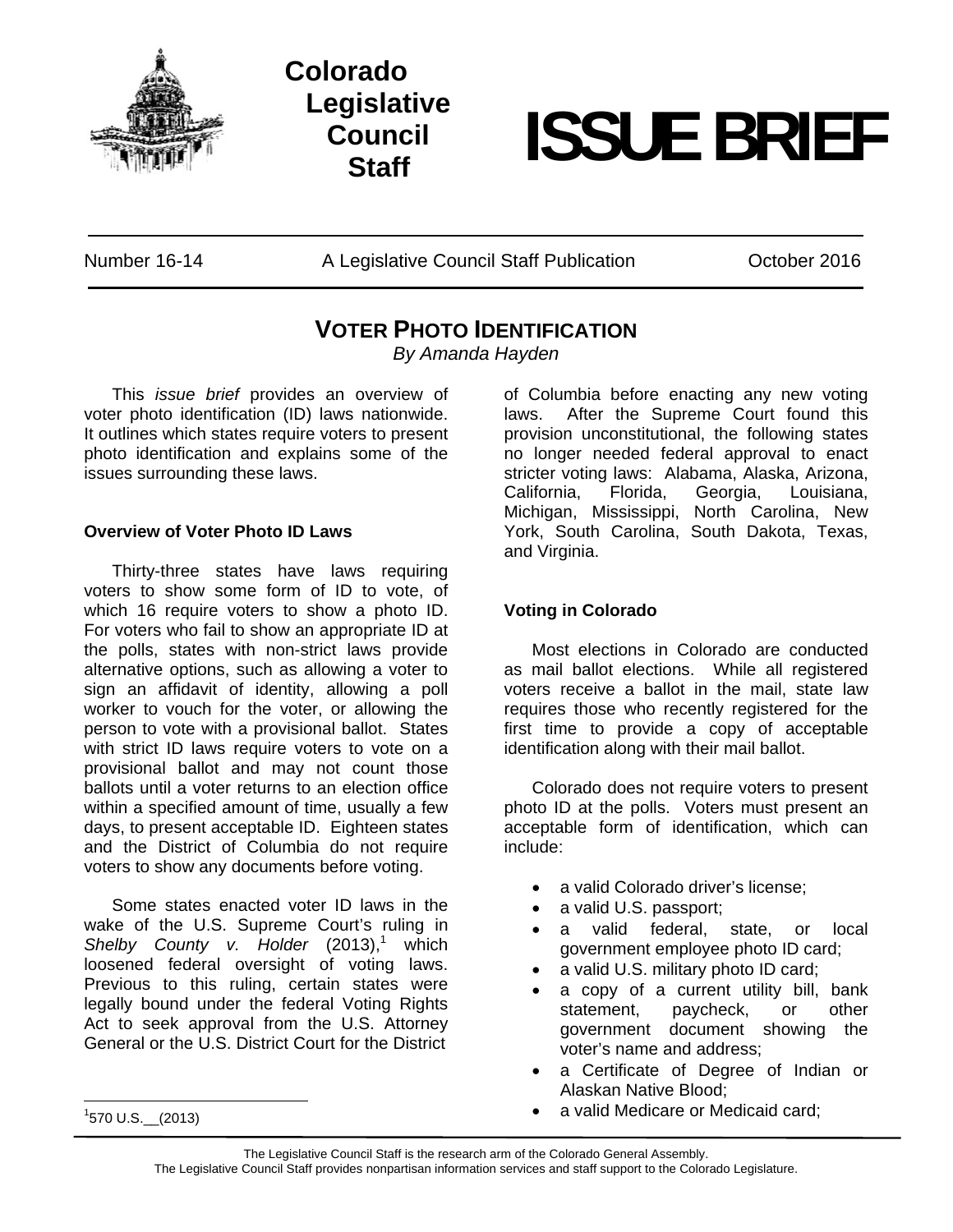Colorado Legislative Council Staff

# ISSUE BRIEF

Number 16-14 | A Legislative Council Staff Publication | October 2016

## VOTER PHOTO IDENTIFICATION

*By Amanda Hayden*

This *issue brief* provides an overview of voter photo identification (ID) laws nationwide. It outlines which states require voters to present photo identification and explains some of the issues surrounding these laws.

### Overview of Voter Photo ID Laws

Thirty-three states have laws requiring voters to show some form of ID to vote, of which 16 require voters to show a photo ID. For voters who fail to show an appropriate ID at the polls, states with non-strict laws provide alternative options, such as allowing a voter to sign an affidavit of identity, allowing a poll worker to vouch for the voter, or allowing the person to vote with a provisional ballot. States with strict ID laws require voters to vote on a provisional ballot and may not count those ballots until a voter returns to an election office within a specified amount of time, usually a few days, to present acceptable ID. Eighteen states and the District of Columbia do not require voters to show any documents before voting.

Some states enacted voter ID laws in the wake of the U.S. Supreme Court's ruling in *Shelby County v. Holder* (2013),[1] which loosened federal oversight of voting laws. Previous to this ruling, certain states were legally bound under the federal Voting Rights Act to seek approval from the U.S. Attorney General or the U.S. District Court for the District of Columbia before enacting any new voting laws. After the Supreme Court found this provision unconstitutional, the following states no longer needed federal approval to enact stricter voting laws: Alabama, Alaska, Arizona, California, Florida, Georgia, Louisiana, Michigan, Mississippi, North Carolina, New York, South Carolina, South Dakota, Texas, and Virginia.

### Voting in Colorado

Most elections in Colorado are conducted as mail ballot elections. While all registered voters receive a ballot in the mail, state law requires those who recently registered for the first time to provide a copy of acceptable identification along with their mail ballot.

Colorado does not require voters to present photo ID at the polls. Voters must present an acceptable form of identification, which can include:

- a valid Colorado driver's license;
- a valid U.S. passport;
- a valid federal, state, or local government employee photo ID card;
- a valid U.S. military photo ID card;
- a copy of a current utility bill, bank statement, paycheck, or other government document showing the voter's name and address;
- a Certificate of Degree of Indian or Alaskan Native Blood;
- a valid Medicare or Medicaid card;

[1] 570 U.S.__(2013)

The Legislative Council Staff is the research arm of the Colorado General Assembly.
The Legislative Council Staff provides nonpartisan information services and staff support to the Colorado Legislature.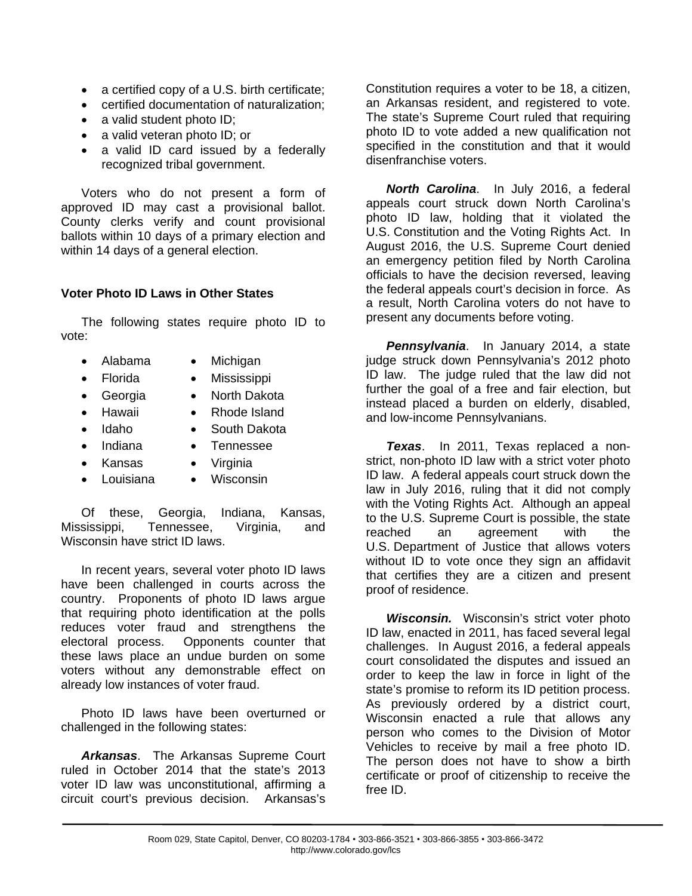- a certified copy of a U.S. birth certificate;
- certified documentation of naturalization;
- a valid student photo ID;
- a valid veteran photo ID; or
- a valid ID card issued by a federally recognized tribal government.

Voters who do not present a form of approved ID may cast a provisional ballot. County clerks verify and count provisional ballots within 10 days of a primary election and within 14 days of a general election.

**Voter Photo ID Laws in Other States**

The following states require photo ID to vote:

- Alabama
- Florida
- Georgia
- Hawaii
- Idaho
- Indiana
- Kansas
- Louisiana
- Michigan
- Mississippi
- North Dakota
- Rhode Island
- South Dakota
- Tennessee
- Virginia
- Wisconsin

Of these, Georgia, Indiana, Kansas, Mississippi, Tennessee, Virginia, and Wisconsin have strict ID laws.

In recent years, several voter photo ID laws have been challenged in courts across the country. Proponents of photo ID laws argue that requiring photo identification at the polls reduces voter fraud and strengthens the electoral process. Opponents counter that these laws place an undue burden on some voters without any demonstrable effect on already low instances of voter fraud.

Photo ID laws have been overturned or challenged in the following states:

***Arkansas***. The Arkansas Supreme Court ruled in October 2014 that the state's 2013 voter ID law was unconstitutional, affirming a circuit court's previous decision. Arkansas's Constitution requires a voter to be 18, a citizen, an Arkansas resident, and registered to vote. The state's Supreme Court ruled that requiring photo ID to vote added a new qualification not specified in the constitution and that it would disenfranchise voters.

***North Carolina***. In July 2016, a federal appeals court struck down North Carolina's photo ID law, holding that it violated the U.S. Constitution and the Voting Rights Act. In August 2016, the U.S. Supreme Court denied an emergency petition filed by North Carolina officials to have the decision reversed, leaving the federal appeals court's decision in force. As a result, North Carolina voters do not have to present any documents before voting.

***Pennsylvania***. In January 2014, a state judge struck down Pennsylvania's 2012 photo ID law. The judge ruled that the law did not further the goal of a free and fair election, but instead placed a burden on elderly, disabled, and low-income Pennsylvanians.

***Texas***. In 2011, Texas replaced a non-strict, non-photo ID law with a strict voter photo ID law. A federal appeals court struck down the law in July 2016, ruling that it did not comply with the Voting Rights Act. Although an appeal to the U.S. Supreme Court is possible, the state reached an agreement with the U.S. Department of Justice that allows voters without ID to vote once they sign an affidavit that certifies they are a citizen and present proof of residence.

***Wisconsin.*** Wisconsin's strict voter photo ID law, enacted in 2011, has faced several legal challenges. In August 2016, a federal appeals court consolidated the disputes and issued an order to keep the law in force in light of the state's promise to reform its ID petition process. As previously ordered by a district court, Wisconsin enacted a rule that allows any person who comes to the Division of Motor Vehicles to receive by mail a free photo ID. The person does not have to show a birth certificate or proof of citizenship to receive the free ID.